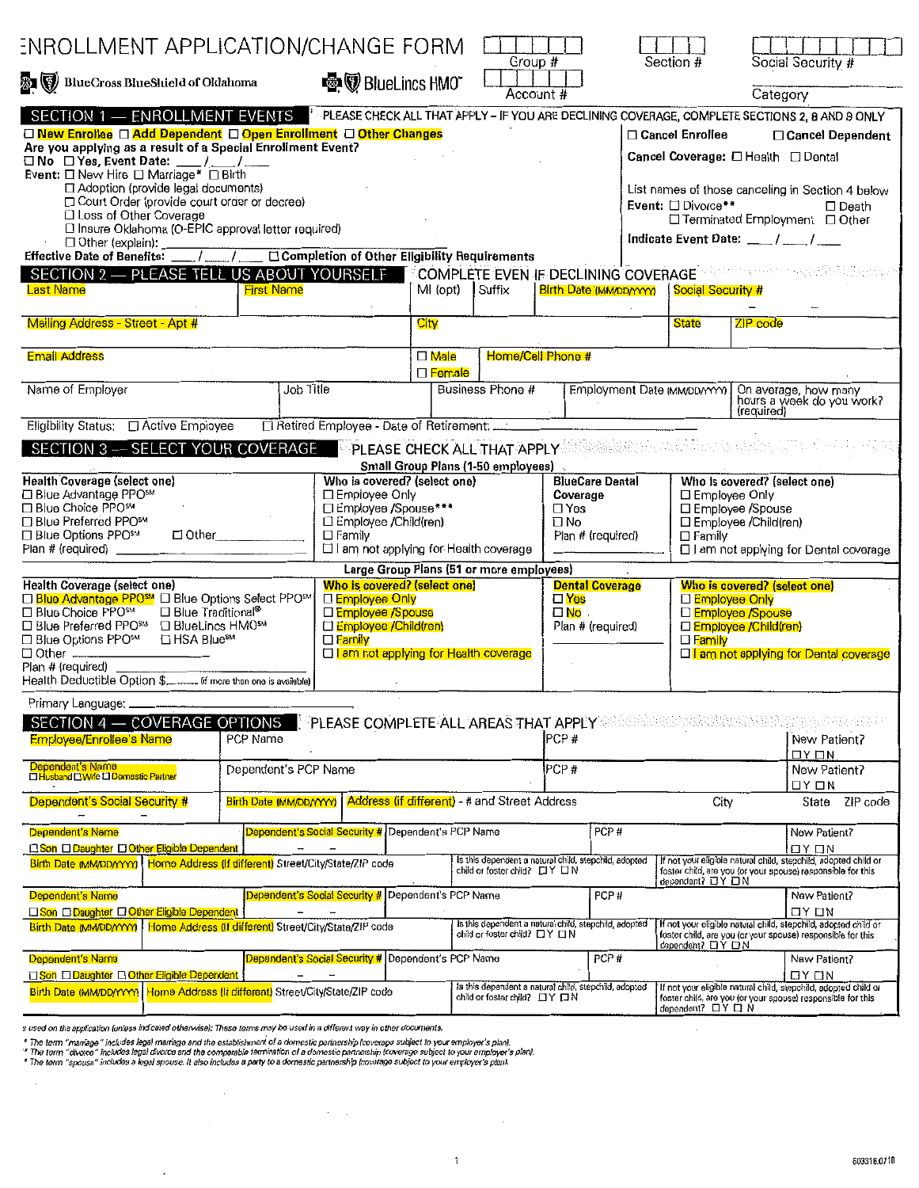# ENROLLMENT APPLICATION/CHANGE FORM

Group # | Section # | Social Security #

Account # | Category

BlueCross BlueShield of Oklahoma — BlueLincs HMO

## SECTION 1 — ENROLLMENT EVENTS

PLEASE CHECK ALL THAT APPLY – IF YOU ARE DECLINING COVERAGE, COMPLETE SECTIONS 2, 8 AND 9 ONLY

☐ **New Enrollee** ☐ **Add Dependent** ☐ **Open Enrollment** ☐ **Other Changes**

**Are you applying as a result of a Special Enrollment Event?**
☐ No ☐ Yes, Event Date: ___/___/___

Event: ☐ New Hire ☐ Marriage* ☐ Birth
☐ Adoption (provide legal documents)
☐ Court Order (provide court order or decree)
☐ Loss of Other Coverage
☐ Insure Oklahoma (O-EPIC approval letter required)
☐ Other (explain): ___

**Effective Date of Benefits:** ___/___/___ ☐ **Completion of Other Eligibility Requirements**

☐ **Cancel Enrollee** ☐ **Cancel Dependent**

**Cancel Coverage:** ☐ Health ☐ Dental

List names of those canceling in Section 4 below

**Event:** ☐ Divorce** ☐ Death
☐ Terminated Employment ☐ Other

**Indicate Event Date:** ___/___/___

## SECTION 2 — PLEASE TELL US ABOUT YOURSELF

COMPLETE EVEN IF DECLINING COVERAGE

| Last Name | First Name | MI (opt) | Suffix | Birth Date (MM/DD/YYYY) | Social Security # |
|---|---|---|---|---|---|
| | | | | | – – |

| Mailing Address - Street - Apt # | City | State | ZIP code |
|---|---|---|---|
| | | | |

| Email Address | ☐ Male ☐ Female | Home/Cell Phone # |
|---|---|---|
| | | |

| Name of Employer | Job Title | Business Phone # | Employment Date (MM/DD/YYYY) | On average, how many hours a week do you work? (required) |
|---|---|---|---|---|
| | | | | |

Eligibility Status: ☐ Active Employee ☐ Retired Employee - Date of Retirement: ___

## SECTION 3 — SELECT YOUR COVERAGE

PLEASE CHECK ALL THAT APPLY

### Small Group Plans (1-50 employees)

| Health Coverage (select one) | Who is covered? (select one) | BlueCare Dental Coverage | Who is covered? (select one) |
|---|---|---|---|
| ☐ Blue Advantage PPO℠<br>☐ Blue Choice PPO℠<br>☐ Blue Preferred PPO℠<br>☐ Blue Options PPO℠ ☐ Other ___<br>Plan # (required) | ☐ Employee Only<br>☐ Employee /Spouse***<br>☐ Employee /Child(ren)<br>☐ Family<br>☐ I am not applying for Health coverage | ☐ Yes<br>☐ No<br>Plan # (required) | ☐ Employee Only<br>☐ Employee /Spouse<br>☐ Employee /Child(ren)<br>☐ Family<br>☐ I am not applying for Dental coverage |

### Large Group Plans (51 or more employees)

| Health Coverage (select one) | Who is covered? (select one) | Dental Coverage | Who is covered? (select one) |
|---|---|---|---|
| ☐ Blue Advantage PPO℠ ☐ Blue Options Select PPO℠<br>☐ Blue Choice PPO℠ ☐ Blue Traditional®<br>☐ Blue Preferred PPO℠ ☐ BlueLincs HMO℠<br>☐ Blue Options PPO℠ ☐ HSA Blue℠<br>☐ Other ___<br>Plan # (required)<br>Health Deductible Option $___ (if more than one is available) | ☐ Employee Only<br>☐ Employee /Spouse<br>☐ Employee /Child(ren)<br>☐ Family<br>☐ I am not applying for Health coverage | ☐ Yes<br>☐ No<br>Plan # (required) | ☐ Employee Only<br>☐ Employee /Spouse<br>☐ Employee /Child(ren)<br>☐ Family<br>☐ I am not applying for Dental coverage |

Primary Language: ___

## SECTION 4 — COVERAGE OPTIONS

PLEASE COMPLETE ALL AREAS THAT APPLY

| Employee/Enrollee's Name | PCP Name | PCP # | New Patient? ☐Y ☐N |
|---|---|---|---|
| | | | |

| Dependent's Name ☐Husband ☐Wife ☐Domestic Partner | Dependent's PCP Name | PCP # | New Patient? ☐Y ☐N |
|---|---|---|---|
| | | | |

| Dependent's Social Security # | Birth Date (MM/DD/YYYY) | Address (if different) - # and Street Address | City | State | ZIP code |
|---|---|---|---|---|---|
| – – | | | | | |

| Dependent's Name ☐Son ☐Daughter ☐Other Eligible Dependent | Dependent's Social Security # | Dependent's PCP Name | PCP # | New Patient? ☐Y ☐N |
|---|---|---|---|---|
| | – – | | | |
| **Birth Date (MM/DD/YYYY)** | **Home Address (if different)** Street/City/State/ZIP code | Is this dependent a natural child, stepchild, adopted child or foster child? ☐Y ☐N | If not your eligible natural child, stepchild, adopted child or foster child, are you (or your spouse) responsible for this dependent? ☐Y ☐N | |

| Dependent's Name ☐Son ☐Daughter ☐Other Eligible Dependent | Dependent's Social Security # | Dependent's PCP Name | PCP # | New Patient? ☐Y ☐N |
|---|---|---|---|---|
| | – – | | | |
| **Birth Date (MM/DD/YYYY)** | **Home Address (if different)** Street/City/State/ZIP code | Is this dependent a natural child, stepchild, adopted child or foster child? ☐Y ☐N | If not your eligible natural child, stepchild, adopted child or foster child, are you (or your spouse) responsible for this dependent? ☐Y ☐N | |

| Dependent's Name ☐Son ☐Daughter ☐Other Eligible Dependent | Dependent's Social Security # | Dependent's PCP Name | PCP # | New Patient? ☐Y ☐N |
|---|---|---|---|---|
| | – – | | | |
| **Birth Date (MM/DD/YYYY)** | **Home Address (if different)** Street/City/State/ZIP code | Is this dependent a natural child, stepchild, adopted child or foster child? ☐Y ☐N | If not your eligible natural child, stepchild, adopted child or foster child, are you (or your spouse) responsible for this dependent? ☐Y ☐N | |

*s used on this application (unless indicated otherwise): These terms may be used in a different way in other documents.*

** The term "marriage" includes legal marriage and the establishment of a domestic partnership (coverage subject to your employer's plan).*

*** The term "divorce" includes legal divorce and the comparable termination of a domestic partnership (coverage subject to your employer's plan).*

**** The term "spouse" includes a legal spouse. It also includes a party to a domestic partnership (coverage subject to your employer's plan).*

603318.0710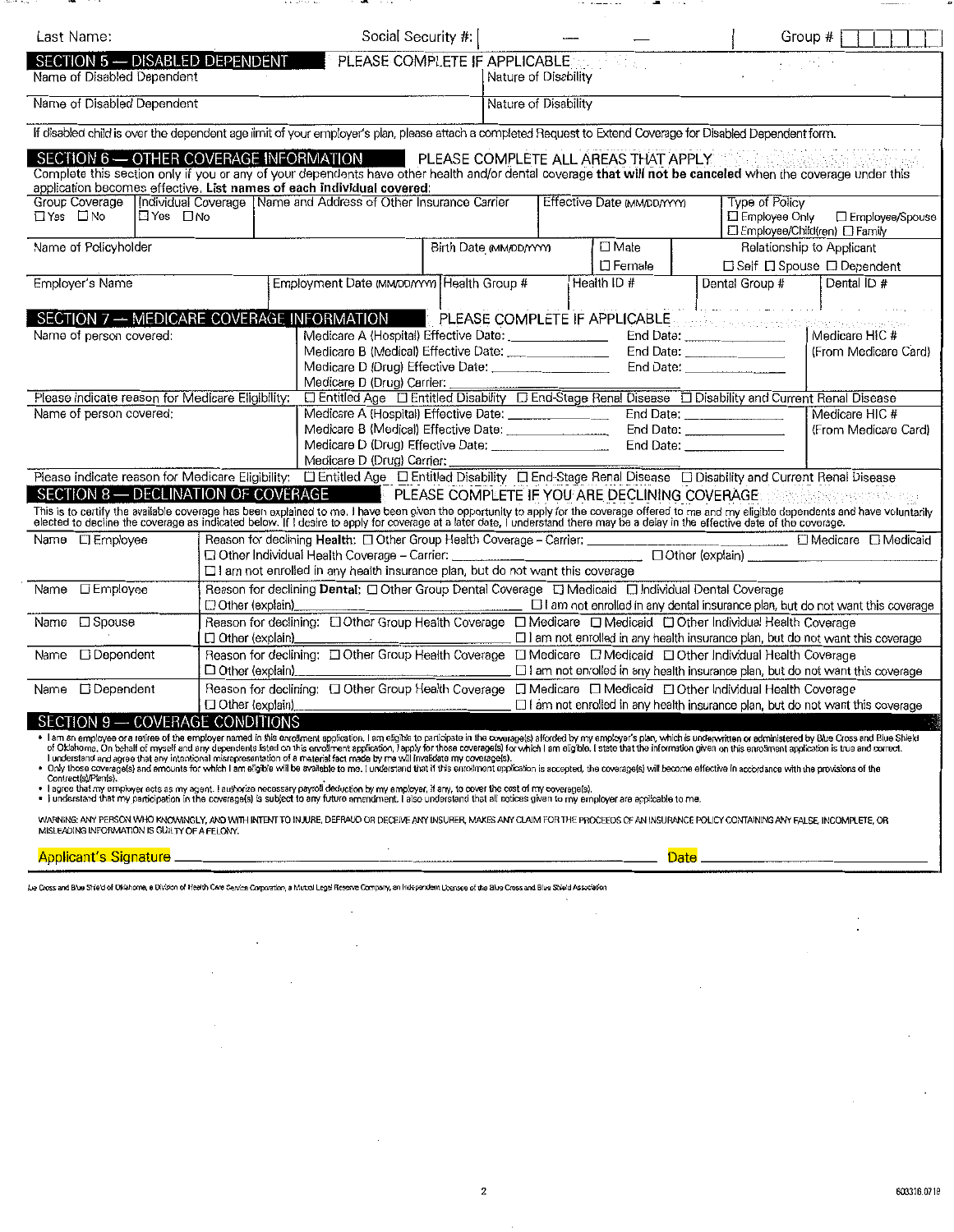Last Name: Social Security #: | — — | Group #

## SECTION 5 — DISABLED DEPENDENT PLEASE COMPLETE IF APPLICABLE

| | |
|---|---|
| Name of Disabled Dependent | Nature of Disability |
| Name of Disabled Dependent | Nature of Disability |

If disabled child is over the dependent age limit of your employer's plan, please attach a completed Request to Extend Coverage for Disabled Dependent form.

## SECTION 6 — OTHER COVERAGE INFORMATION PLEASE COMPLETE ALL AREAS THAT APPLY

Complete this section only if you or any of your dependents have other health and/or dental coverage **that will not be canceled** when the coverage under this application becomes effective. **List names of each individual covered:**

| Group Coverage ☐ Yes ☐ No | Individual Coverage ☐ Yes ☐ No | Name and Address of Other Insurance Carrier | Effective Date (MM/DD/YYYY) | Type of Policy ☐ Employee Only ☐ Employee/Spouse ☐ Employee/Child(ren) ☐ Family |
|---|---|---|---|---|

| Name of Policyholder | Birth Date (MM/DD/YYYY) | ☐ Male ☐ Female | Relationship to Applicant ☐ Self ☐ Spouse ☐ Dependent |
|---|---|---|---|

| Employer's Name | Employment Date (MM/DD/YYYY) | Health Group # | Health ID # | Dental Group # | Dental ID # |
|---|---|---|---|---|---|

## SECTION 7 — MEDICARE COVERAGE INFORMATION PLEASE COMPLETE IF APPLICABLE

| Name of person covered: | | | Medicare HIC # (From Medicare Card) |
|---|---|---|---|
| | Medicare A (Hospital) Effective Date: ______ | End Date: ______ | |
| | Medicare B (Medical) Effective Date: ______ | End Date: ______ | |
| | Medicare D (Drug) Effective Date: ______ | End Date: ______ | |
| | Medicare D (Drug) Carrier: | | |

Please indicate reason for Medicare Eligibility: ☐ Entitled Age ☐ Entitled Disability ☐ End-Stage Renal Disease ☐ Disability and Current Renal Disease

| Name of person covered: | | | Medicare HIC # (From Medicare Card) |
|---|---|---|---|
| | Medicare A (Hospital) Effective Date: ______ | End Date: ______ | |
| | Medicare B (Medical) Effective Date: ______ | End Date: ______ | |
| | Medicare D (Drug) Effective Date: ______ | End Date: ______ | |
| | Medicare D (Drug) Carrier: | | |

Please indicate reason for Medicare Eligibility: ☐ Entitled Age ☐ Entitled Disability ☐ End-Stage Renal Disease ☐ Disability and Current Renal Disease

## SECTION 8 — DECLINATION OF COVERAGE PLEASE COMPLETE IF YOU ARE DECLINING COVERAGE

This is to certify the available coverage has been explained to me. I have been given the opportunity to apply for the coverage offered to me and my eligible dependents and have voluntarily elected to decline the coverage as indicated below. If I desire to apply for coverage at a later date, I understand there may be a delay in the effective date of the coverage.

| | |
|---|---|
| Name ☐ Employee | Reason for declining **Health**: ☐ Other Group Health Coverage – Carrier: ______ ☐ Medicare ☐ Medicaid<br>☐ Other Individual Health Coverage – Carrier: ______ ☐ Other (explain) ______<br>☐ I am not enrolled in any health insurance plan, but do not want this coverage |
| Name ☐ Employee | Reason for declining **Dental**: ☐ Other Group Dental Coverage ☐ Medicaid ☐ Individual Dental Coverage<br>☐ Other (explain) ______ ☐ I am not enrolled in any dental insurance plan, but do not want this coverage |
| Name ☐ Spouse | Reason for declining: ☐ Other Group Health Coverage ☐ Medicare ☐ Medicaid ☐ Other Individual Health Coverage<br>☐ Other (explain) ______ ☐ I am not enrolled in any health insurance plan, but do not want this coverage |
| Name ☐ Dependent | Reason for declining: ☐ Other Group Health Coverage ☐ Medicare ☐ Medicaid ☐ Other Individual Health Coverage<br>☐ Other (explain) ______ ☐ I am not enrolled in any health insurance plan, but do not want this coverage |
| Name ☐ Dependent | Reason for declining: ☐ Other Group Health Coverage ☐ Medicare ☐ Medicaid ☐ Other Individual Health Coverage<br>☐ Other (explain) ______ ☐ I am not enrolled in any health insurance plan, but do not want this coverage |

## SECTION 9 — COVERAGE CONDITIONS

- I am an employee or a retiree of the employer named in this enrollment application. I am eligible to participate in the coverage(s) afforded by my employer's plan, which is underwritten or administered by Blue Cross and Blue Shield of Oklahoma. On behalf of myself and any dependents listed on this enrollment application, I apply for those coverage(s) for which I am eligible. I state that the information given on this enrollment application is true and correct. I understand and agree that any intentional misrepresentation of a material fact made by me will invalidate my coverage(s).
- Only those coverage(s) and amounts for which I am eligible will be available to me. I understand that if this enrollment application is accepted, the coverage(s) will become effective in accordance with the provisions of the Contract(s)/Plan(s).
- I agree that my employer acts as my agent. I authorize necessary payroll deduction by my employer, if any, to cover the cost of my coverage(s).
- I understand that my participation in the coverage(s) is subject to any future amendment. I also understand that all notices given to my employer are applicable to me.

WARNING: ANY PERSON WHO KNOWINGLY, AND WITH INTENT TO INJURE, DEFRAUD OR DECEIVE ANY INSURER, MAKES ANY CLAIM FOR THE PROCEEDS OF AN INSURANCE POLICY CONTAINING ANY FALSE, INCOMPLETE, OR MISLEADING INFORMATION IS GUILTY OF A FELONY.

Applicant's Signature ______________________ Date ____________

Blue Cross and Blue Shield of Oklahoma, a Division of Health Care Service Corporation, a Mutual Legal Reserve Company, an Independent Licensee of the Blue Cross and Blue Shield Association

603316.0718